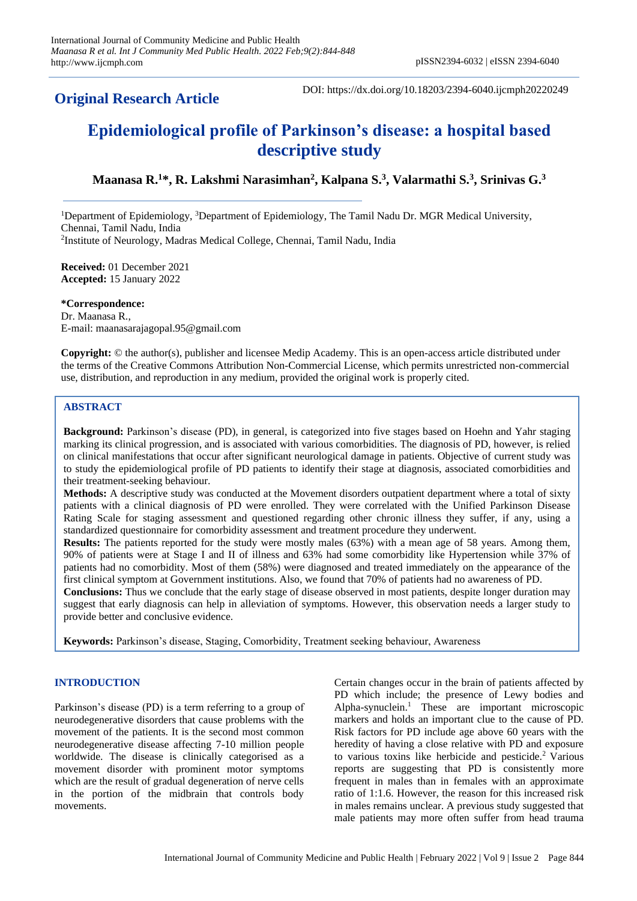**Original Research Article**

DOI: https://dx.doi.org/10.18203/2394-6040.ijcmph20220249

# Epidemiological profile of Parkinson's disease: a hospital based descriptive study

**Maanasa R.[1]*, R. Lakshmi Narasimhan[2], Kalpana S.[3], Valarmathi S.[3], Srinivas G.[3]**

[1]Department of Epidemiology, [3]Department of Epidemiology, The Tamil Nadu Dr. MGR Medical University, Chennai, Tamil Nadu, India

[2]Institute of Neurology, Madras Medical College, Chennai, Tamil Nadu, India

**Received:** 01 December 2021
**Accepted:** 15 January 2022

***Correspondence:**
Dr. Maanasa R.,
E-mail: maanasarajagopal.95@gmail.com

**Copyright:** © the author(s), publisher and licensee Medip Academy. This is an open-access article distributed under the terms of the Creative Commons Attribution Non-Commercial License, which permits unrestricted non-commercial use, distribution, and reproduction in any medium, provided the original work is properly cited.

## ABSTRACT

**Background:** Parkinson's disease (PD), in general, is categorized into five stages based on Hoehn and Yahr staging marking its clinical progression, and is associated with various comorbidities. The diagnosis of PD, however, is relied on clinical manifestations that occur after significant neurological damage in patients. Objective of current study was to study the epidemiological profile of PD patients to identify their stage at diagnosis, associated comorbidities and their treatment-seeking behaviour.

**Methods:** A descriptive study was conducted at the Movement disorders outpatient department where a total of sixty patients with a clinical diagnosis of PD were enrolled. They were correlated with the Unified Parkinson Disease Rating Scale for staging assessment and questioned regarding other chronic illness they suffer, if any, using a standardized questionnaire for comorbidity assessment and treatment procedure they underwent.

**Results:** The patients reported for the study were mostly males (63%) with a mean age of 58 years. Among them, 90% of patients were at Stage I and II of illness and 63% had some comorbidity like Hypertension while 37% of patients had no comorbidity. Most of them (58%) were diagnosed and treated immediately on the appearance of the first clinical symptom at Government institutions. Also, we found that 70% of patients had no awareness of PD.

**Conclusions:** Thus we conclude that the early stage of disease observed in most patients, despite longer duration may suggest that early diagnosis can help in alleviation of symptoms. However, this observation needs a larger study to provide better and conclusive evidence.

**Keywords:** Parkinson's disease, Staging, Comorbidity, Treatment seeking behaviour, Awareness

## INTRODUCTION

Parkinson's disease (PD) is a term referring to a group of neurodegenerative disorders that cause problems with the movement of the patients. It is the second most common neurodegenerative disease affecting 7-10 million people worldwide. The disease is clinically categorised as a movement disorder with prominent motor symptoms which are the result of gradual degeneration of nerve cells in the portion of the midbrain that controls body movements.

Certain changes occur in the brain of patients affected by PD which include; the presence of Lewy bodies and Alpha-synuclein.[1] These are important microscopic markers and holds an important clue to the cause of PD. Risk factors for PD include age above 60 years with the heredity of having a close relative with PD and exposure to various toxins like herbicide and pesticide.[2] Various reports are suggesting that PD is consistently more frequent in males than in females with an approximate ratio of 1:1.6. However, the reason for this increased risk in males remains unclear. A previous study suggested that male patients may more often suffer from head trauma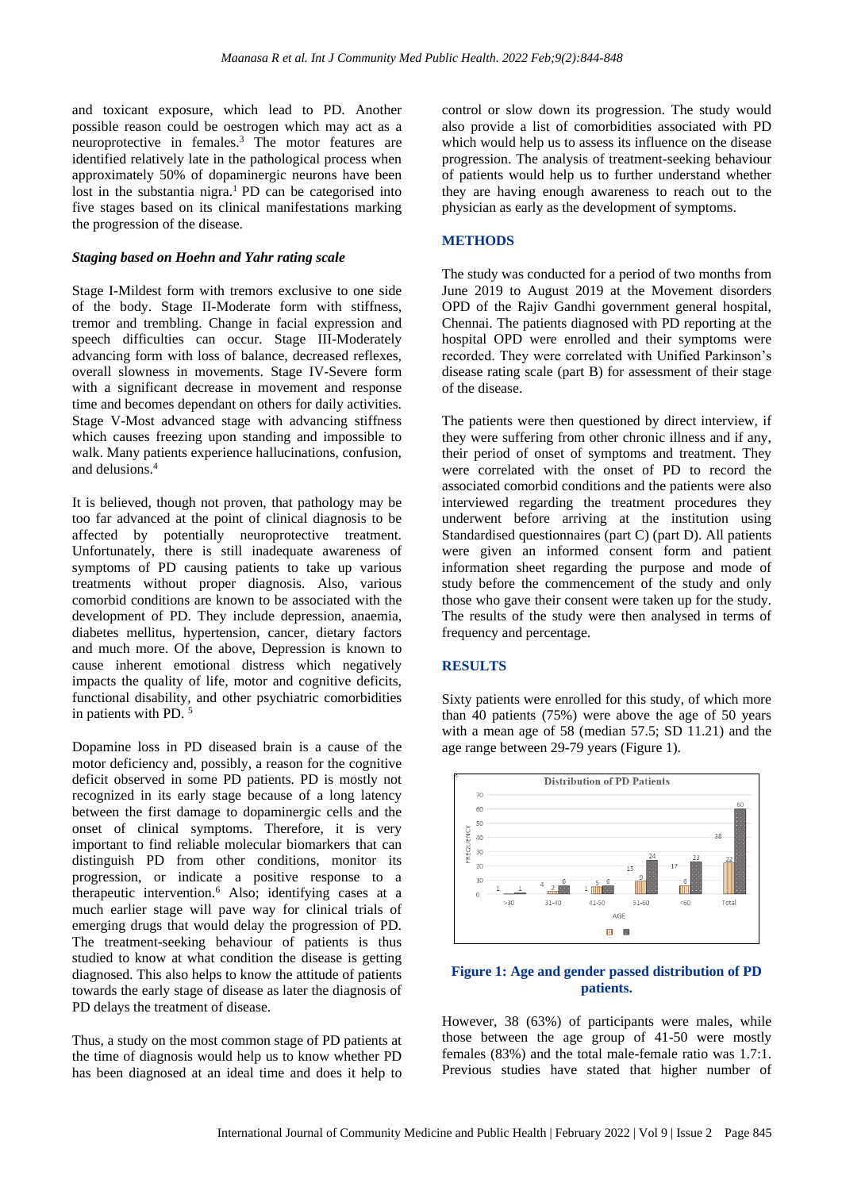and toxicant exposure, which lead to PD. Another possible reason could be oestrogen which may act as a neuroprotective in females.[3] The motor features are identified relatively late in the pathological process when approximately 50% of dopaminergic neurons have been lost in the substantia nigra.[1] PD can be categorised into five stages based on its clinical manifestations marking the progression of the disease.

### *Staging based on Hoehn and Yahr rating scale*

Stage I-Mildest form with tremors exclusive to one side of the body. Stage II-Moderate form with stiffness, tremor and trembling. Change in facial expression and speech difficulties can occur. Stage III-Moderately advancing form with loss of balance, decreased reflexes, overall slowness in movements. Stage IV-Severe form with a significant decrease in movement and response time and becomes dependant on others for daily activities. Stage V-Most advanced stage with advancing stiffness which causes freezing upon standing and impossible to walk. Many patients experience hallucinations, confusion, and delusions.[4]

It is believed, though not proven, that pathology may be too far advanced at the point of clinical diagnosis to be affected by potentially neuroprotective treatment. Unfortunately, there is still inadequate awareness of symptoms of PD causing patients to take up various treatments without proper diagnosis. Also, various comorbid conditions are known to be associated with the development of PD. They include depression, anaemia, diabetes mellitus, hypertension, cancer, dietary factors and much more. Of the above, Depression is known to cause inherent emotional distress which negatively impacts the quality of life, motor and cognitive deficits, functional disability, and other psychiatric comorbidities in patients with PD. [5]

Dopamine loss in PD diseased brain is a cause of the motor deficiency and, possibly, a reason for the cognitive deficit observed in some PD patients. PD is mostly not recognized in its early stage because of a long latency between the first damage to dopaminergic cells and the onset of clinical symptoms. Therefore, it is very important to find reliable molecular biomarkers that can distinguish PD from other conditions, monitor its progression, or indicate a positive response to a therapeutic intervention.[6] Also; identifying cases at a much earlier stage will pave way for clinical trials of emerging drugs that would delay the progression of PD. The treatment-seeking behaviour of patients is thus studied to know at what condition the disease is getting diagnosed. This also helps to know the attitude of patients towards the early stage of disease as later the diagnosis of PD delays the treatment of disease.

Thus, a study on the most common stage of PD patients at the time of diagnosis would help us to know whether PD has been diagnosed at an ideal time and does it help to control or slow down its progression. The study would also provide a list of comorbidities associated with PD which would help us to assess its influence on the disease progression. The analysis of treatment-seeking behaviour of patients would help us to further understand whether they are having enough awareness to reach out to the physician as early as the development of symptoms.

## METHODS

The study was conducted for a period of two months from June 2019 to August 2019 at the Movement disorders OPD of the Rajiv Gandhi government general hospital, Chennai. The patients diagnosed with PD reporting at the hospital OPD were enrolled and their symptoms were recorded. They were correlated with Unified Parkinson's disease rating scale (part B) for assessment of their stage of the disease.

The patients were then questioned by direct interview, if they were suffering from other chronic illness and if any, their period of onset of symptoms and treatment. They were correlated with the onset of PD to record the associated comorbid conditions and the patients were also interviewed regarding the treatment procedures they underwent before arriving at the institution using Standardised questionnaires (part C) (part D). All patients were given an informed consent form and patient information sheet regarding the purpose and mode of study before the commencement of the study and only those who gave their consent were taken up for the study. The results of the study were then analysed in terms of frequency and percentage.

## RESULTS

Sixty patients were enrolled for this study, of which more than 40 patients (75%) were above the age of 50 years with a mean age of 58 (median 57.5; SD 11.21) and the age range between 29-79 years (Figure 1).

**Figure 1: Age and gender passed distribution of PD patients.**

However, 38 (63%) of participants were males, while those between the age group of 41-50 were mostly females (83%) and the total male-female ratio was 1.7:1. Previous studies have stated that higher number of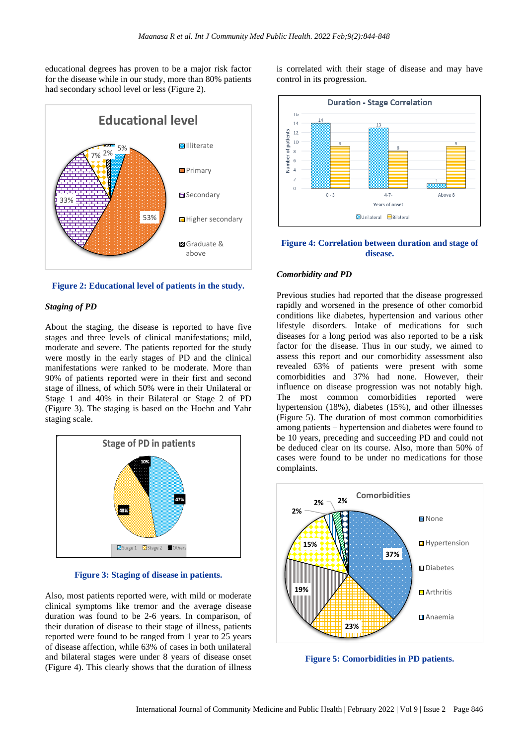educational degrees has proven to be a major risk factor for the disease while in our study, more than 80% patients had secondary school level or less (Figure 2).

**Figure 2: Educational level of patients in the study.**

### *Staging of PD*

About the staging, the disease is reported to have five stages and three levels of clinical manifestations; mild, moderate and severe. The patients reported for the study were mostly in the early stages of PD and the clinical manifestations were ranked to be moderate. More than 90% of patients reported were in their first and second stage of illness, of which 50% were in their Unilateral or Stage 1 and 40% in their Bilateral or Stage 2 of PD (Figure 3). The staging is based on the Hoehn and Yahr staging scale.

**Figure 3: Staging of disease in patients.**

Also, most patients reported were, with mild or moderate clinical symptoms like tremor and the average disease duration was found to be 2-6 years. In comparison, of their duration of disease to their stage of illness, patients reported were found to be ranged from 1 year to 25 years of disease affection, while 63% of cases in both unilateral and bilateral stages were under 8 years of disease onset (Figure 4). This clearly shows that the duration of illness is correlated with their stage of disease and may have control in its progression.

**Figure 4: Correlation between duration and stage of disease.**

### *Comorbidity and PD*

Previous studies had reported that the disease progressed rapidly and worsened in the presence of other comorbid conditions like diabetes, hypertension and various other lifestyle disorders. Intake of medications for such diseases for a long period was also reported to be a risk factor for the disease. Thus in our study, we aimed to assess this report and our comorbidity assessment also revealed 63% of patients were present with some comorbidities and 37% had none. However, their influence on disease progression was not notably high. The most common comorbidities reported were hypertension (18%), diabetes (15%), and other illnesses (Figure 5). The duration of most common comorbidities among patients – hypertension and diabetes were found to be 10 years, preceding and succeeding PD and could not be deduced clear on its course. Also, more than 50% of cases were found to be under no medications for those complaints.

**Figure 5: Comorbidities in PD patients.**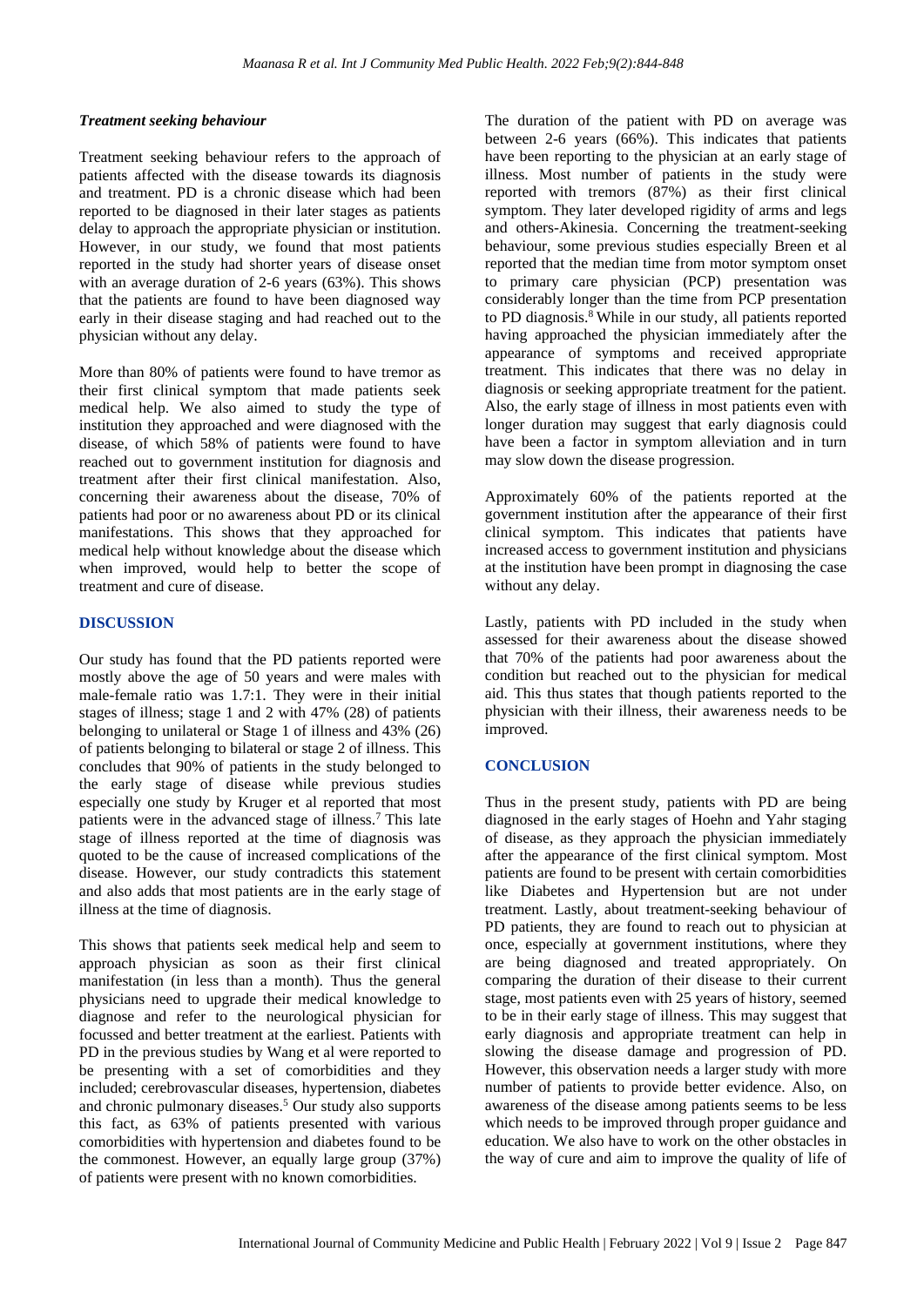### *Treatment seeking behaviour*

Treatment seeking behaviour refers to the approach of patients affected with the disease towards its diagnosis and treatment. PD is a chronic disease which had been reported to be diagnosed in their later stages as patients delay to approach the appropriate physician or institution. However, in our study, we found that most patients reported in the study had shorter years of disease onset with an average duration of 2-6 years (63%). This shows that the patients are found to have been diagnosed way early in their disease staging and had reached out to the physician without any delay.

More than 80% of patients were found to have tremor as their first clinical symptom that made patients seek medical help. We also aimed to study the type of institution they approached and were diagnosed with the disease, of which 58% of patients were found to have reached out to government institution for diagnosis and treatment after their first clinical manifestation. Also, concerning their awareness about the disease, 70% of patients had poor or no awareness about PD or its clinical manifestations. This shows that they approached for medical help without knowledge about the disease which when improved, would help to better the scope of treatment and cure of disease.

## DISCUSSION

Our study has found that the PD patients reported were mostly above the age of 50 years and were males with male-female ratio was 1.7:1. They were in their initial stages of illness; stage 1 and 2 with 47% (28) of patients belonging to unilateral or Stage 1 of illness and 43% (26) of patients belonging to bilateral or stage 2 of illness. This concludes that 90% of patients in the study belonged to the early stage of disease while previous studies especially one study by Kruger et al reported that most patients were in the advanced stage of illness.[7] This late stage of illness reported at the time of diagnosis was quoted to be the cause of increased complications of the disease. However, our study contradicts this statement and also adds that most patients are in the early stage of illness at the time of diagnosis.

This shows that patients seek medical help and seem to approach physician as soon as their first clinical manifestation (in less than a month). Thus the general physicians need to upgrade their medical knowledge to diagnose and refer to the neurological physician for focussed and better treatment at the earliest. Patients with PD in the previous studies by Wang et al were reported to be presenting with a set of comorbidities and they included; cerebrovascular diseases, hypertension, diabetes and chronic pulmonary diseases.[5] Our study also supports this fact, as 63% of patients presented with various comorbidities with hypertension and diabetes found to be the commonest. However, an equally large group (37%) of patients were present with no known comorbidities.

The duration of the patient with PD on average was between 2-6 years (66%). This indicates that patients have been reporting to the physician at an early stage of illness. Most number of patients in the study were reported with tremors (87%) as their first clinical symptom. They later developed rigidity of arms and legs and others-Akinesia. Concerning the treatment-seeking behaviour, some previous studies especially Breen et al reported that the median time from motor symptom onset to primary care physician (PCP) presentation was considerably longer than the time from PCP presentation to PD diagnosis.[8] While in our study, all patients reported having approached the physician immediately after the appearance of symptoms and received appropriate treatment. This indicates that there was no delay in diagnosis or seeking appropriate treatment for the patient. Also, the early stage of illness in most patients even with longer duration may suggest that early diagnosis could have been a factor in symptom alleviation and in turn may slow down the disease progression.

Approximately 60% of the patients reported at the government institution after the appearance of their first clinical symptom. This indicates that patients have increased access to government institution and physicians at the institution have been prompt in diagnosing the case without any delay.

Lastly, patients with PD included in the study when assessed for their awareness about the disease showed that 70% of the patients had poor awareness about the condition but reached out to the physician for medical aid. This thus states that though patients reported to the physician with their illness, their awareness needs to be improved.

## CONCLUSION

Thus in the present study, patients with PD are being diagnosed in the early stages of Hoehn and Yahr staging of disease, as they approach the physician immediately after the appearance of the first clinical symptom. Most patients are found to be present with certain comorbidities like Diabetes and Hypertension but are not under treatment. Lastly, about treatment-seeking behaviour of PD patients, they are found to reach out to physician at once, especially at government institutions, where they are being diagnosed and treated appropriately. On comparing the duration of their disease to their current stage, most patients even with 25 years of history, seemed to be in their early stage of illness. This may suggest that early diagnosis and appropriate treatment can help in slowing the disease damage and progression of PD. However, this observation needs a larger study with more number of patients to provide better evidence. Also, on awareness of the disease among patients seems to be less which needs to be improved through proper guidance and education. We also have to work on the other obstacles in the way of cure and aim to improve the quality of life of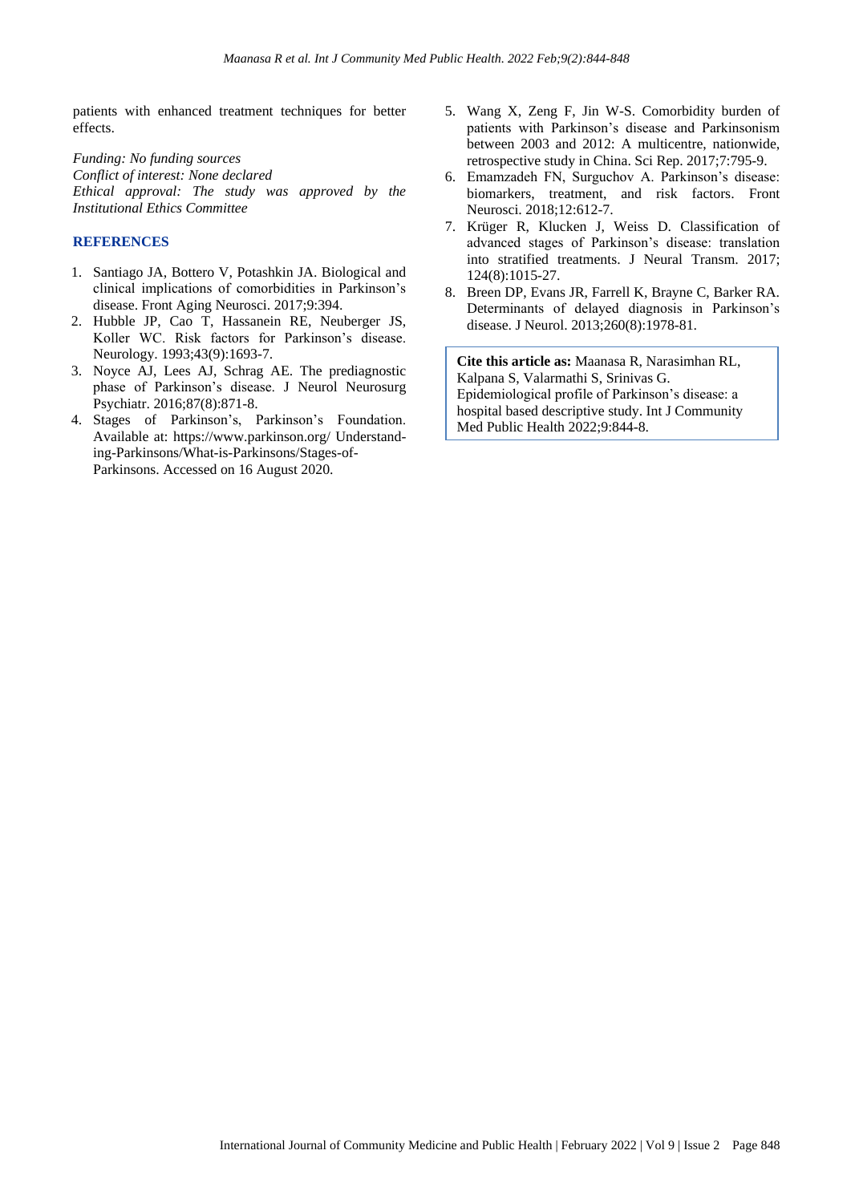patients with enhanced treatment techniques for better effects.

*Funding: No funding sources*
*Conflict of interest: None declared*
*Ethical approval: The study was approved by the Institutional Ethics Committee*

## REFERENCES

1. Santiago JA, Bottero V, Potashkin JA. Biological and clinical implications of comorbidities in Parkinson's disease. Front Aging Neurosci. 2017;9:394.
2. Hubble JP, Cao T, Hassanein RE, Neuberger JS, Koller WC. Risk factors for Parkinson's disease. Neurology. 1993;43(9):1693-7.
3. Noyce AJ, Lees AJ, Schrag AE. The prediagnostic phase of Parkinson's disease. J Neurol Neurosurg Psychiatr. 2016;87(8):871-8.
4. Stages of Parkinson's, Parkinson's Foundation. Available at: https://www.parkinson.org/ Understanding-Parkinsons/What-is-Parkinsons/Stages-of-Parkinsons. Accessed on 16 August 2020.
5. Wang X, Zeng F, Jin W-S. Comorbidity burden of patients with Parkinson's disease and Parkinsonism between 2003 and 2012: A multicentre, nationwide, retrospective study in China. Sci Rep. 2017;7:795-9.
6. Emamzadeh FN, Surguchov A. Parkinson's disease: biomarkers, treatment, and risk factors. Front Neurosci. 2018;12:612-7.
7. Krüger R, Klucken J, Weiss D. Classification of advanced stages of Parkinson's disease: translation into stratified treatments. J Neural Transm. 2017; 124(8):1015-27.
8. Breen DP, Evans JR, Farrell K, Brayne C, Barker RA. Determinants of delayed diagnosis in Parkinson's disease. J Neurol. 2013;260(8):1978-81.

**Cite this article as:** Maanasa R, Narasimhan RL, Kalpana S, Valarmathi S, Srinivas G. Epidemiological profile of Parkinson's disease: a hospital based descriptive study. Int J Community Med Public Health 2022;9:844-8.